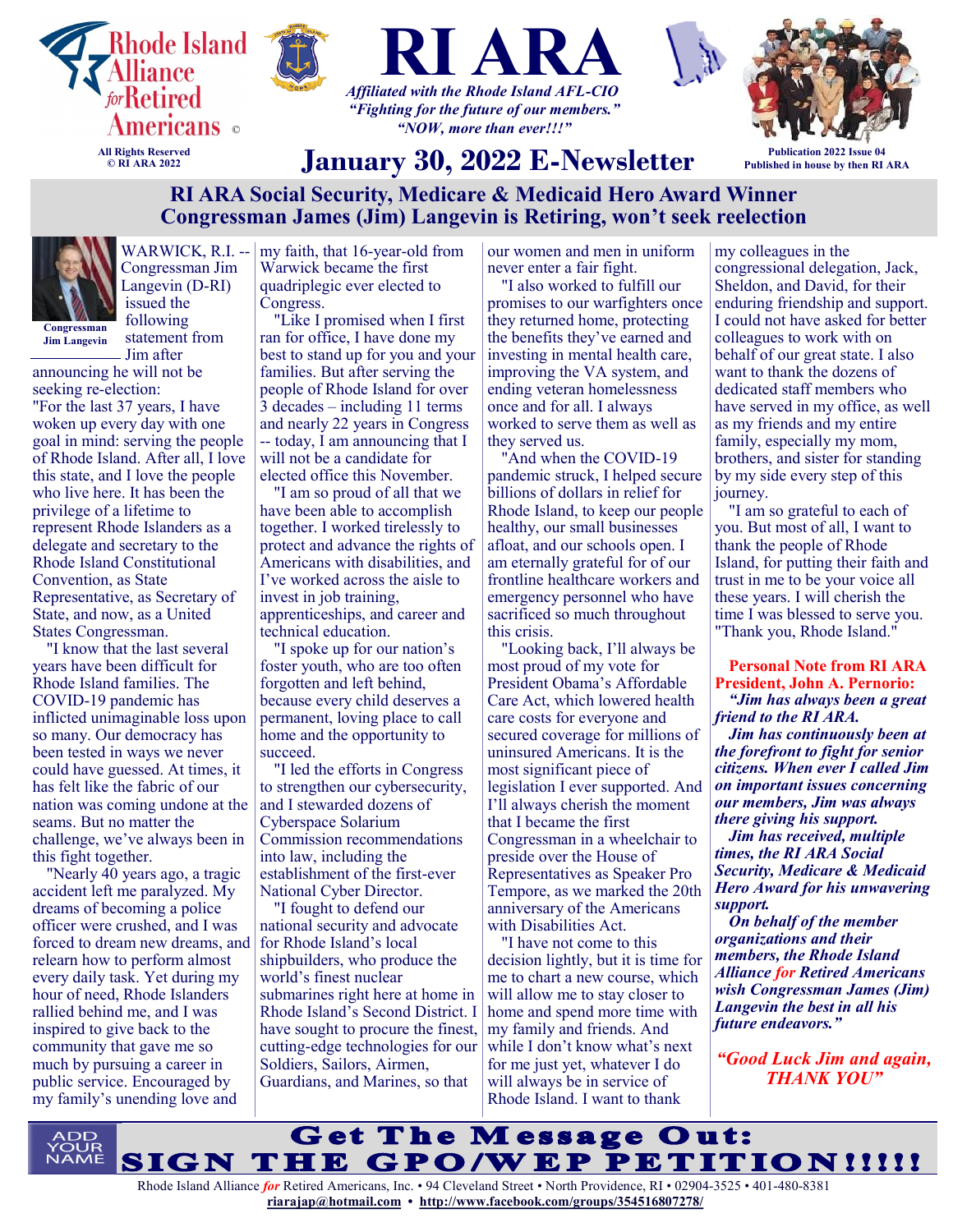# Rhode Island Alliance *for* Retired Americans ©

All Rights Reserved
© RI ARA 2022

# RI ARA

***Affiliated with the Rhode Island AFL-CIO***
***"Fighting for the future of our members."***
***"NOW, more than ever!!!"***

## January 30, 2022 E-Newsletter

**Publication 2022 Issue 04**
**Published in house by then RI ARA**

## RI ARA Social Security, Medicare & Medicaid Hero Award Winner
## Congressman James (Jim) Langevin is Retiring, won't seek reelection

**Congressman Jim Langevin**

WARWICK, R.I. -- Congressman Jim Langevin (D-RI) issued the following statement from Jim after announcing he will not be seeking re-election:

"For the last 37 years, I have woken up every day with one goal in mind: serving the people of Rhode Island. After all, I love this state, and I love the people who live here. It has been the privilege of a lifetime to represent Rhode Islanders as a delegate and secretary to the Rhode Island Constitutional Convention, as State Representative, as Secretary of State, and now, as a United States Congressman.

"I know that the last several years have been difficult for Rhode Island families. The COVID-19 pandemic has inflicted unimaginable loss upon so many. Our democracy has been tested in ways we never could have guessed. At times, it has felt like the fabric of our nation was coming undone at the seams. But no matter the challenge, we've always been in this fight together.

"Nearly 40 years ago, a tragic accident left me paralyzed. My dreams of becoming a police officer were crushed, and I was forced to dream new dreams, and relearn how to perform almost every daily task. Yet during my hour of need, Rhode Islanders rallied behind me, and I was inspired to give back to the community that gave me so much by pursuing a career in public service. Encouraged by my family's unending love and my faith, that 16-year-old from Warwick became the first quadriplegic ever elected to Congress.

"Like I promised when I first ran for office, I have done my best to stand up for you and your families. But after serving the people of Rhode Island for over 3 decades – including 11 terms and nearly 22 years in Congress -- today, I am announcing that I will not be a candidate for elected office this November.

"I am so proud of all that we have been able to accomplish together. I worked tirelessly to protect and advance the rights of Americans with disabilities, and I've worked across the aisle to invest in job training, apprenticeships, and career and technical education.

"I spoke up for our nation's foster youth, who are too often forgotten and left behind, because every child deserves a permanent, loving place to call home and the opportunity to succeed.

"I led the efforts in Congress to strengthen our cybersecurity, and I stewarded dozens of Cyberspace Solarium Commission recommendations into law, including the establishment of the first-ever National Cyber Director.

"I fought to defend our national security and advocate for Rhode Island's local shipbuilders, who produce the world's finest nuclear submarines right here at home in Rhode Island's Second District. I have sought to procure the finest, cutting-edge technologies for our Soldiers, Sailors, Airmen, Guardians, and Marines, so that our women and men in uniform never enter a fair fight.

"I also worked to fulfill our promises to our warfighters once they returned home, protecting the benefits they've earned and investing in mental health care, improving the VA system, and ending veteran homelessness once and for all. I always worked to serve them as well as they served us.

"And when the COVID-19 pandemic struck, I helped secure billions of dollars in relief for Rhode Island, to keep our people healthy, our small businesses afloat, and our schools open. I am eternally grateful for of our frontline healthcare workers and emergency personnel who have sacrificed so much throughout this crisis.

"Looking back, I'll always be most proud of my vote for President Obama's Affordable Care Act, which lowered health care costs for everyone and secured coverage for millions of uninsured Americans. It is the most significant piece of legislation I ever supported. And I'll always cherish the moment that I became the first Congressman in a wheelchair to preside over the House of Representatives as Speaker Pro Tempore, as we marked the 20th anniversary of the Americans with Disabilities Act.

"I have not come to this decision lightly, but it is time for me to chart a new course, which will allow me to stay closer to home and spend more time with my family and friends. And while I don't know what's next for me just yet, whatever I do will always be in service of Rhode Island. I want to thank my colleagues in the congressional delegation, Jack, Sheldon, and David, for their enduring friendship and support. I could not have asked for better colleagues to work with on behalf of our great state. I also want to thank the dozens of dedicated staff members who have served in my office, as well as my friends and my entire family, especially my mom, brothers, and sister for standing by my side every step of this journey.

"I am so grateful to each of you. But most of all, I want to thank the people of Rhode Island, for putting their faith and trust in me to be your voice all these years. I will cherish the time I was blessed to serve you. "Thank you, Rhode Island."

**Personal Note from RI ARA President, John A. Pernorio:**

***"Jim has always been a great friend to the RI ARA.***

***Jim has continuously been at the forefront to fight for senior citizens. When ever I called Jim on important issues concerning our members, Jim was always there giving his support.***

***Jim has received, multiple times, the RI ARA Social Security, Medicare & Medicaid Hero Award for his unwavering support.***

***On behalf of the member organizations and their members, the Rhode Island Alliance for Retired Americans wish Congressman James (Jim) Langevin the best in all his future endeavors."***

***"Good Luck Jim and again, THANK YOU"***

ADD YOUR NAME

**Get The Message Out: SIGN THE GPO/WEP PETITION!!!!!**

Rhode Island Alliance *for* Retired Americans, Inc. • 94 Cleveland Street • North Providence, RI • 02904-3525 • 401-480-8381
riarajap@hotmail.com • http://www.facebook.com/groups/354516807278/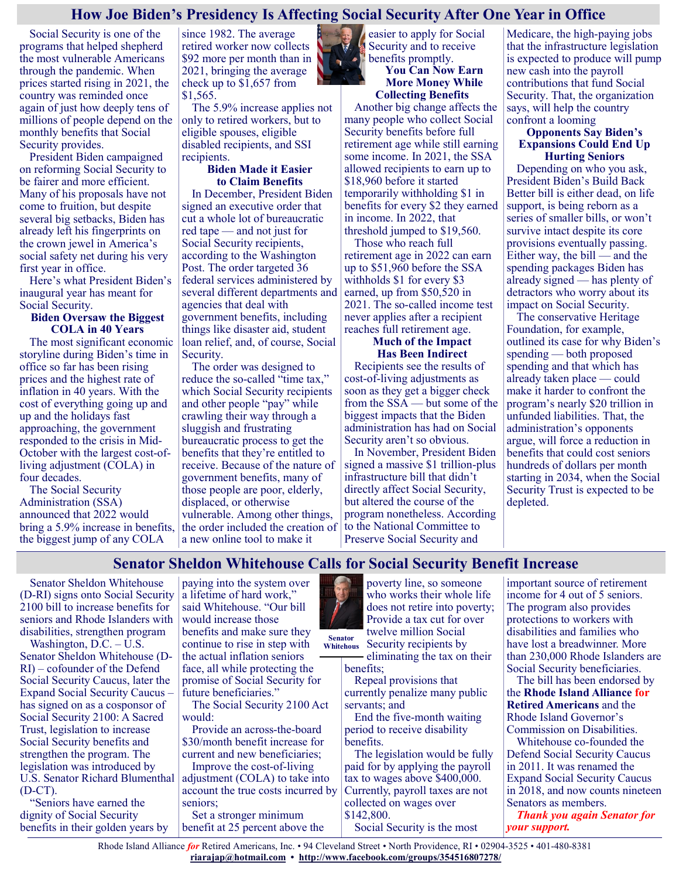# How Joe Biden's Presidency Is Affecting Social Security After One Year in Office

Social Security is one of the programs that helped shepherd the most vulnerable Americans through the pandemic. When prices started rising in 2021, the country was reminded once again of just how deeply tens of millions of people depend on the monthly benefits that Social Security provides.

President Biden campaigned on reforming Social Security to be fairer and more efficient. Many of his proposals have not come to fruition, but despite several big setbacks, Biden has already left his fingerprints on the crown jewel in America's social safety net during his very first year in office.

Here's what President Biden's inaugural year has meant for Social Security.

### Biden Oversaw the Biggest COLA in 40 Years

The most significant economic storyline during Biden's time in office so far has been rising prices and the highest rate of inflation in 40 years. With the cost of everything going up and up and the holidays fast approaching, the government responded to the crisis in Mid-October with the largest cost-of-living adjustment (COLA) in four decades.

The Social Security Administration (SSA) announced that 2022 would bring a 5.9% increase in benefits, the biggest jump of any COLA since 1982. The average retired worker now collects $92 more per month than in 2021, bringing the average check up to $1,657 from $1,565.

The 5.9% increase applies not only to retired workers, but to eligible spouses, eligible disabled recipients, and SSI recipients.

### Biden Made it Easier to Claim Benefits

In December, President Biden signed an executive order that cut a whole lot of bureaucratic red tape — and not just for Social Security recipients, according to the Washington Post. The order targeted 36 federal services administered by several different departments and agencies that deal with government benefits, including things like disaster aid, student loan relief, and, of course, Social Security.

The order was designed to reduce the so-called "time tax," which Social Security recipients and other people "pay" while crawling their way through a sluggish and frustrating bureaucratic process to get the benefits that they're entitled to receive. Because of the nature of government benefits, many of those people are poor, elderly, displaced, or otherwise vulnerable. Among other things, the order included the creation of a new online tool to make it easier to apply for Social Security and to receive benefits promptly.

### You Can Now Earn More Money While Collecting Benefits

Another big change affects the many people who collect Social Security benefits before full retirement age while still earning some income. In 2021, the SSA allowed recipients to earn up to $18,960 before it started temporarily withholding $1 in benefits for every $2 they earned in income. In 2022, that threshold jumped to $19,560.

Those who reach full retirement age in 2022 can earn up to $51,960 before the SSA withholds $1 for every $3 earned, up from $50,520 in 2021. The so-called income test never applies after a recipient reaches full retirement age.

### Much of the Impact Has Been Indirect

Recipients see the results of cost-of-living adjustments as soon as they get a bigger check from the SSA — but some of the biggest impacts that the Biden administration has had on Social Security aren't so obvious.

In November, President Biden signed a massive $1 trillion-plus infrastructure bill that didn't directly affect Social Security, but altered the course of the program nonetheless. According to the National Committee to Preserve Social Security and Medicare, the high-paying jobs that the infrastructure legislation is expected to produce will pump new cash into the payroll contributions that fund Social Security. That, the organization says, will help the country confront a looming

### Opponents Say Biden's Expansions Could End Up Hurting Seniors

Depending on who you ask, President Biden's Build Back Better bill is either dead, on life support, is being reborn as a series of smaller bills, or won't survive intact despite its core provisions eventually passing. Either way, the bill — and the spending packages Biden has already signed — has plenty of detractors who worry about its impact on Social Security.

The conservative Heritage Foundation, for example, outlined its case for why Biden's spending — both proposed spending and that which has already taken place — could make it harder to confront the program's nearly $20 trillion in unfunded liabilities. That, the administration's opponents argue, will force a reduction in benefits that could cost seniors hundreds of dollars per month starting in 2034, when the Social Security Trust is expected to be depleted.

# Senator Sheldon Whitehouse Calls for Social Security Benefit Increase

Senator Sheldon Whitehouse (D-RI) signs onto Social Security 2100 bill to increase benefits for seniors and Rhode Islanders with disabilities, strengthen program

Washington, D.C. – U.S. Senator Sheldon Whitehouse (D-RI) – cofounder of the Defend Social Security Caucus, later the Expand Social Security Caucus – has signed on as a cosponsor of Social Security 2100: A Sacred Trust, legislation to increase Social Security benefits and strengthen the program. The legislation was introduced by U.S. Senator Richard Blumenthal (D-CT).

"Seniors have earned the dignity of Social Security benefits in their golden years by paying into the system over a lifetime of hard work," said Whitehouse. "Our bill would increase those benefits and make sure they continue to rise in step with the actual inflation seniors face, all while protecting the promise of Social Security for future beneficiaries."

Senator Whitehous

The Social Security 2100 Act would:

- Provide an across-the-board $30/month benefit increase for current and new beneficiaries;
- Improve the cost-of-living adjustment (COLA) to take into account the true costs incurred by seniors;
- Set a stronger minimum benefit at 25 percent above the poverty line, so someone who works their whole life does not retire into poverty;
- Provide a tax cut for over twelve million Social Security recipients by eliminating the tax on their benefits;
- Repeal provisions that currently penalize many public servants; and
- End the five-month waiting period to receive disability benefits.

The legislation would be fully paid for by applying the payroll tax to wages above $400,000. Currently, payroll taxes are not collected on wages over $142,800.

Social Security is the most important source of retirement income for 4 out of 5 seniors. The program also provides protections to workers with disabilities and families who have lost a breadwinner. More than 230,000 Rhode Islanders are Social Security beneficiaries.

The bill has been endorsed by the **Rhode Island Alliance *for* Retired Americans** and the Rhode Island Governor's Commission on Disabilities.

Whitehouse co-founded the Defend Social Security Caucus in 2011. It was renamed the Expand Social Security Caucus in 2018, and now counts nineteen Senators as members.

***Thank you again Senator for your support.***

Rhode Island Alliance *for* Retired Americans, Inc. • 94 Cleveland Street • North Providence, RI • 02904-3525 • 401-480-8381
riarajap@hotmail.com • http://www.facebook.com/groups/354516807278/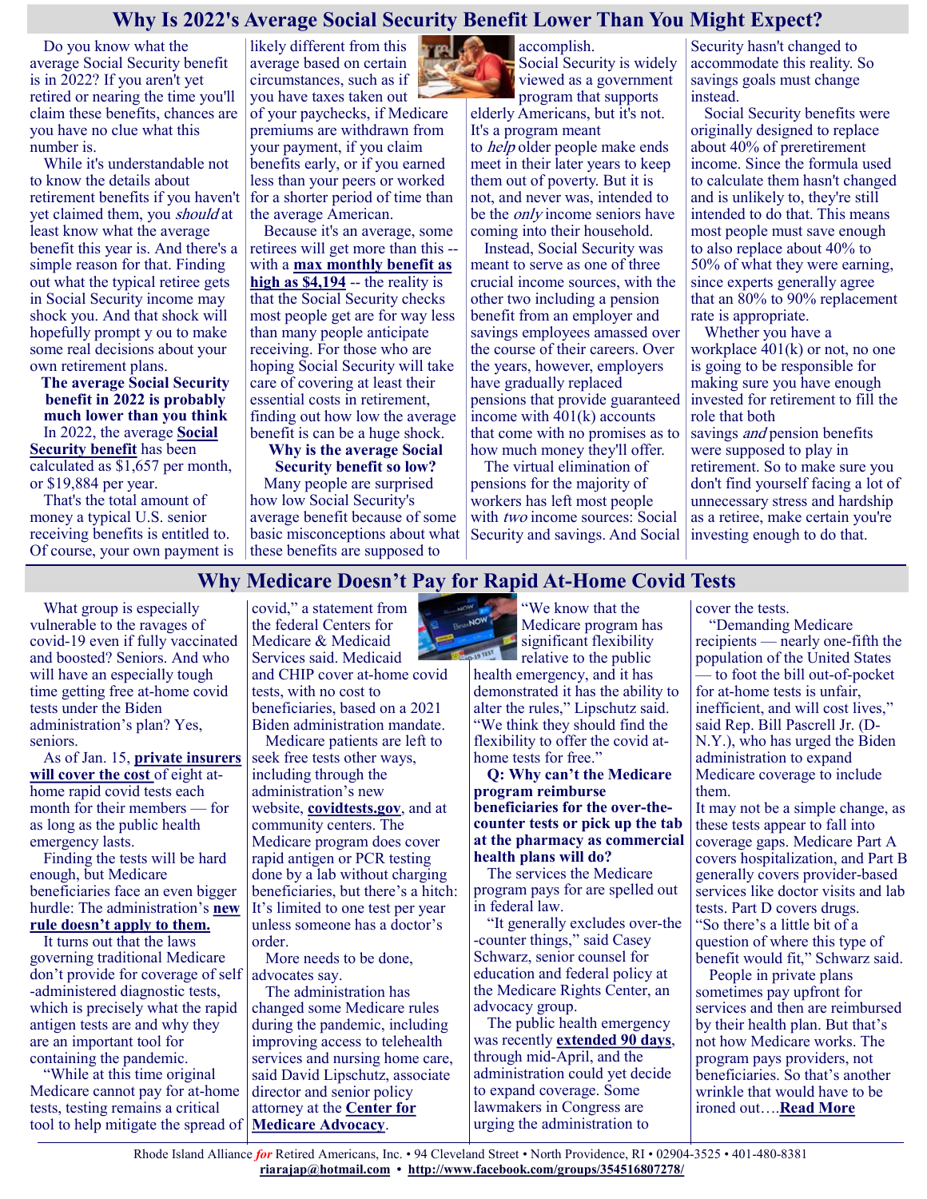## Why Is 2022's Average Social Security Benefit Lower Than You Might Expect?

Do you know what the average Social Security benefit is in 2022? If you aren't yet retired or nearing the time you'll claim these benefits, chances are you have no clue what this number is.

While it's understandable not to know the details about retirement benefits if you haven't yet claimed them, you *should* at least know what the average benefit this year is. And there's a simple reason for that. Finding out what the typical retiree gets in Social Security income may shock you. And that shock will hopefully prompt y ou to make some real decisions about your own retirement plans.

**The average Social Security benefit in 2022 is probably much lower than you think**

In 2022, the average **Social Security benefit** has been calculated as $1,657 per month, or $19,884 per year.

That's the total amount of money a typical U.S. senior receiving benefits is entitled to. Of course, your own payment is likely different from this average based on certain circumstances, such as if you have taxes taken out of your paychecks, if Medicare premiums are withdrawn from your payment, if you claim benefits early, or if you earned less than your peers or worked for a shorter period of time than the average American.

Because it's an average, some retirees will get more than this -- with a **max monthly benefit as high as $4,194** -- the reality is that the Social Security checks most people get are for way less than many people anticipate receiving. For those who are hoping Social Security will take care of covering at least their essential costs in retirement, finding out how low the average benefit is can be a huge shock.

**Why is the average Social Security benefit so low?**

Many people are surprised how low Social Security's average benefit because of some basic misconceptions about what these benefits are supposed to accomplish.

Social Security is widely viewed as a government program that supports elderly Americans, but it's not. It's a program meant to *help* older people make ends meet in their later years to keep them out of poverty. But it is not, and never was, intended to be the *only* income seniors have coming into their household.

Instead, Social Security was meant to serve as one of three crucial income sources, with the other two including a pension benefit from an employer and savings employees amassed over the course of their careers. Over the years, however, employers have gradually replaced pensions that provide guaranteed income with 401(k) accounts that come with no promises as to how much money they'll offer.

The virtual elimination of pensions for the majority of workers has left most people with *two* income sources: Social Security and savings. And Social Security hasn't changed to accommodate this reality. So savings goals must change instead.

Social Security benefits were originally designed to replace about 40% of preretirement income. Since the formula used to calculate them hasn't changed and is unlikely to, they're still intended to do that. This means most people must save enough to also replace about 40% to 50% of what they were earning, since experts generally agree that an 80% to 90% replacement rate is appropriate.

Whether you have a workplace 401(k) or not, no one is going to be responsible for making sure you have enough invested for retirement to fill the role that both savings *and* pension benefits were supposed to play in retirement. So to make sure you don't find yourself facing a lot of unnecessary stress and hardship as a retiree, make certain you're investing enough to do that.

## Why Medicare Doesn't Pay for Rapid At-Home Covid Tests

What group is especially vulnerable to the ravages of covid-19 even if fully vaccinated and boosted? Seniors. And who will have an especially tough time getting free at-home covid tests under the Biden administration's plan? Yes, seniors.

As of Jan. 15, **private insurers will cover the cost** of eight at-home rapid covid tests each month for their members — for as long as the public health emergency lasts.

Finding the tests will be hard enough, but Medicare beneficiaries face an even bigger hurdle: The administration's **new rule doesn't apply to them.**

It turns out that the laws governing traditional Medicare don't provide for coverage of self-administered diagnostic tests, which is precisely what the rapid antigen tests are and why they are an important tool for containing the pandemic.

"While at this time original Medicare cannot pay for at-home tests, testing remains a critical tool to help mitigate the spread of covid," a statement from the federal Centers for Medicare & Medicaid Services said. Medicaid and CHIP cover at-home covid tests, with no cost to beneficiaries, based on a 2021 Biden administration mandate.

Medicare patients are left to seek free tests other ways, including through the administration's new website, **covidtests.gov**, and at community centers. The Medicare program does cover rapid antigen or PCR testing done by a lab without charging beneficiaries, but there's a hitch: It's limited to one test per year unless someone has a doctor's order.

More needs to be done, advocates say.

The administration has changed some Medicare rules during the pandemic, including improving access to telehealth services and nursing home care, said David Lipschutz, associate director and senior policy attorney at the **Center for Medicare Advocacy**.

"We know that the Medicare program has significant flexibility relative to the public health emergency, and it has demonstrated it has the ability to alter the rules," Lipschutz said. "We think they should find the flexibility to offer the covid at-home tests for free."

**Q: Why can't the Medicare program reimburse beneficiaries for the over-the-counter tests or pick up the tab at the pharmacy as commercial health plans will do?**

The services the Medicare program pays for are spelled out in federal law.

"It generally excludes over-the-counter things," said Casey Schwarz, senior counsel for education and federal policy at the Medicare Rights Center, an advocacy group.

The public health emergency was recently **extended 90 days**, through mid-April, and the administration could yet decide to expand coverage. Some lawmakers in Congress are urging the administration to cover the tests.

"Demanding Medicare recipients — nearly one-fifth the population of the United States — to foot the bill out-of-pocket for at-home tests is unfair, inefficient, and will cost lives," said Rep. Bill Pascrell Jr. (D-N.Y.), who has urged the Biden administration to expand Medicare coverage to include them.

It may not be a simple change, as these tests appear to fall into coverage gaps. Medicare Part A covers hospitalization, and Part B generally covers provider-based services like doctor visits and lab tests. Part D covers drugs. "So there's a little bit of a question of where this type of benefit would fit," Schwarz said.

People in private plans sometimes pay upfront for services and then are reimbursed by their health plan. But that's not how Medicare works. The program pays providers, not beneficiaries. So that's another wrinkle that would have to be ironed out….**Read More**

Rhode Island Alliance *for* Retired Americans, Inc. • 94 Cleveland Street • North Providence, RI • 02904-3525 • 401-480-8381
**riarajap@hotmail.com** • **http://www.facebook.com/groups/354516807278/**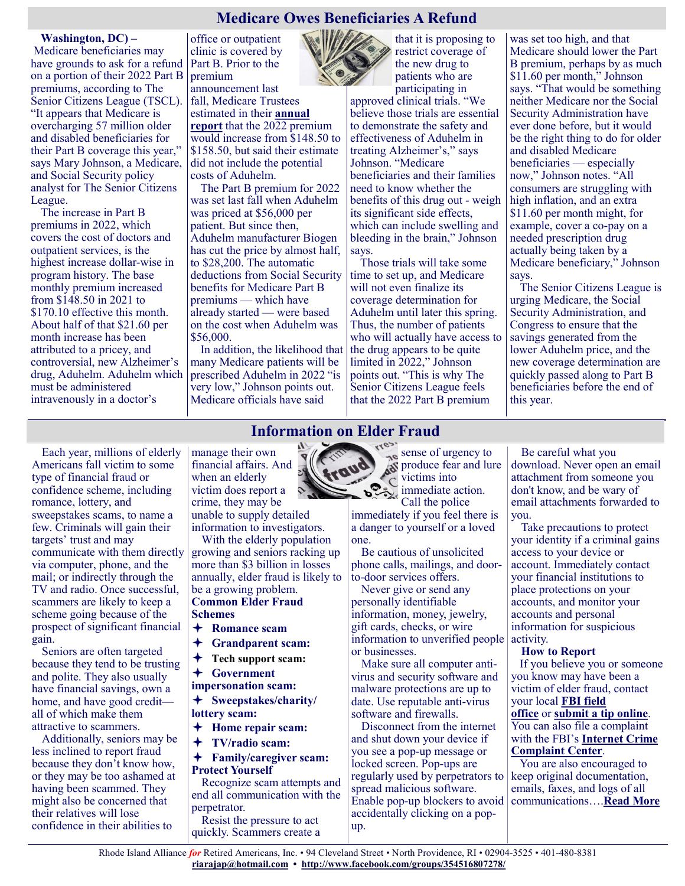# Medicare Owes Beneficiaries A Refund

**Washington, DC) –** Medicare beneficiaries may have grounds to ask for a refund on a portion of their 2022 Part B premiums, according to The Senior Citizens League (TSCL). "It appears that Medicare is overcharging 57 million older and disabled beneficiaries for their Part B coverage this year," says Mary Johnson, a Medicare, and Social Security policy analyst for The Senior Citizens League.

The increase in Part B premiums in 2022, which covers the cost of doctors and outpatient services, is the highest increase dollar-wise in program history. The base monthly premium increased from $148.50 in 2021 to $170.10 effective this month. About half of that $21.60 per month increase has been attributed to a pricey, and controversial, new Alzheimer's drug, Aduhelm. Aduhelm which must be administered intravenously in a doctor's office or outpatient clinic is covered by Part B. Prior to the premium announcement last fall, Medicare Trustees estimated in their **annual report** that the 2022 premium would increase from $148.50 to $158.50, but said their estimate did not include the potential costs of Aduhelm.

The Part B premium for 2022 was set last fall when Aduhelm was priced at $56,000 per patient. But since then, Aduhelm manufacturer Biogen has cut the price by almost half, to $28,200. The automatic deductions from Social Security benefits for Medicare Part B premiums — which have already started — were based on the cost when Aduhelm was $56,000.

In addition, the likelihood that many Medicare patients will be prescribed Aduhelm in 2022 "is very low," Johnson points out. Medicare officials have said that it is proposing to restrict coverage of the new drug to patients who are participating in approved clinical trials. "We believe those trials are essential to demonstrate the safety and effectiveness of Aduhelm in treating Alzheimer's," says Johnson. "Medicare beneficiaries and their families need to know whether the benefits of this drug out - weigh its significant side effects, which can include swelling and bleeding in the brain," Johnson says.

Those trials will take some time to set up, and Medicare will not even finalize its coverage determination for Aduhelm until later this spring. Thus, the number of patients who will actually have access to the drug appears to be quite limited in 2022," Johnson points out. "This is why The Senior Citizens League feels that the 2022 Part B premium was set too high, and that Medicare should lower the Part B premium, perhaps by as much $11.60 per month," Johnson says. "That would be something neither Medicare nor the Social Security Administration have ever done before, but it would be the right thing to do for older and disabled Medicare beneficiaries — especially now," Johnson notes. "All consumers are struggling with high inflation, and an extra $11.60 per month might, for example, cover a co-pay on a needed prescription drug actually being taken by a Medicare beneficiary," Johnson says.

The Senior Citizens League is urging Medicare, the Social Security Administration, and Congress to ensure that the savings generated from the lower Aduhelm price, and the new coverage determination are quickly passed along to Part B beneficiaries before the end of this year.

# Information on Elder Fraud

Each year, millions of elderly Americans fall victim to some type of financial fraud or confidence scheme, including romance, lottery, and sweepstakes scams, to name a few. Criminals will gain their targets' trust and may communicate with them directly via computer, phone, and the mail; or indirectly through the TV and radio. Once successful, scammers are likely to keep a scheme going because of the prospect of significant financial gain.

Seniors are often targeted because they tend to be trusting and polite. They also usually have financial savings, own a home, and have good credit—all of which make them attractive to scammers.

Additionally, seniors may be less inclined to report fraud because they don't know how, or they may be too ashamed at having been scammed. They might also be concerned that their relatives will lose confidence in their abilities to manage their own financial affairs. And when an elderly victim does report a crime, they may be unable to supply detailed information to investigators.

With the elderly population growing and seniors racking up more than $3 billion in losses annually, elder fraud is likely to be a growing problem.

**Common Elder Fraud Schemes**

- **Romance scam**
- **Grandparent scam:**
- **Tech support scam:**
- **Government impersonation scam:**
- **Sweepstakes/charity/ lottery scam:**
- **Home repair scam:**
- **TV/radio scam:**
- **Family/caregiver scam:**

**Protect Yourself**

Recognize scam attempts and end all communication with the perpetrator.

Resist the pressure to act quickly. Scammers create a sense of urgency to produce fear and lure victims into immediate action. Call the police immediately if you feel there is a danger to yourself or a loved one.

Be cautious of unsolicited phone calls, mailings, and door-to-door services offers.

Never give or send any personally identifiable information, money, jewelry, gift cards, checks, or wire information to unverified people or businesses.

Make sure all computer anti-virus and security software and malware protections are up to date. Use reputable anti-virus software and firewalls.

Disconnect from the internet and shut down your device if you see a pop-up message or locked screen. Pop-ups are regularly used by perpetrators to spread malicious software. Enable pop-up blockers to avoid accidentally clicking on a pop-up.

Be careful what you download. Never open an email attachment from someone you don't know, and be wary of email attachments forwarded to you.

Take precautions to protect your identity if a criminal gains access to your device or account. Immediately contact your financial institutions to place protections on your accounts, and monitor your accounts and personal information for suspicious activity.

**How to Report**

If you believe you or someone you know may have been a victim of elder fraud, contact your local **FBI field office** or **submit a tip online**. You can also file a complaint with the FBI's **Internet Crime Complaint Center**.

You are also encouraged to keep original documentation, emails, faxes, and logs of all communications….**Read More**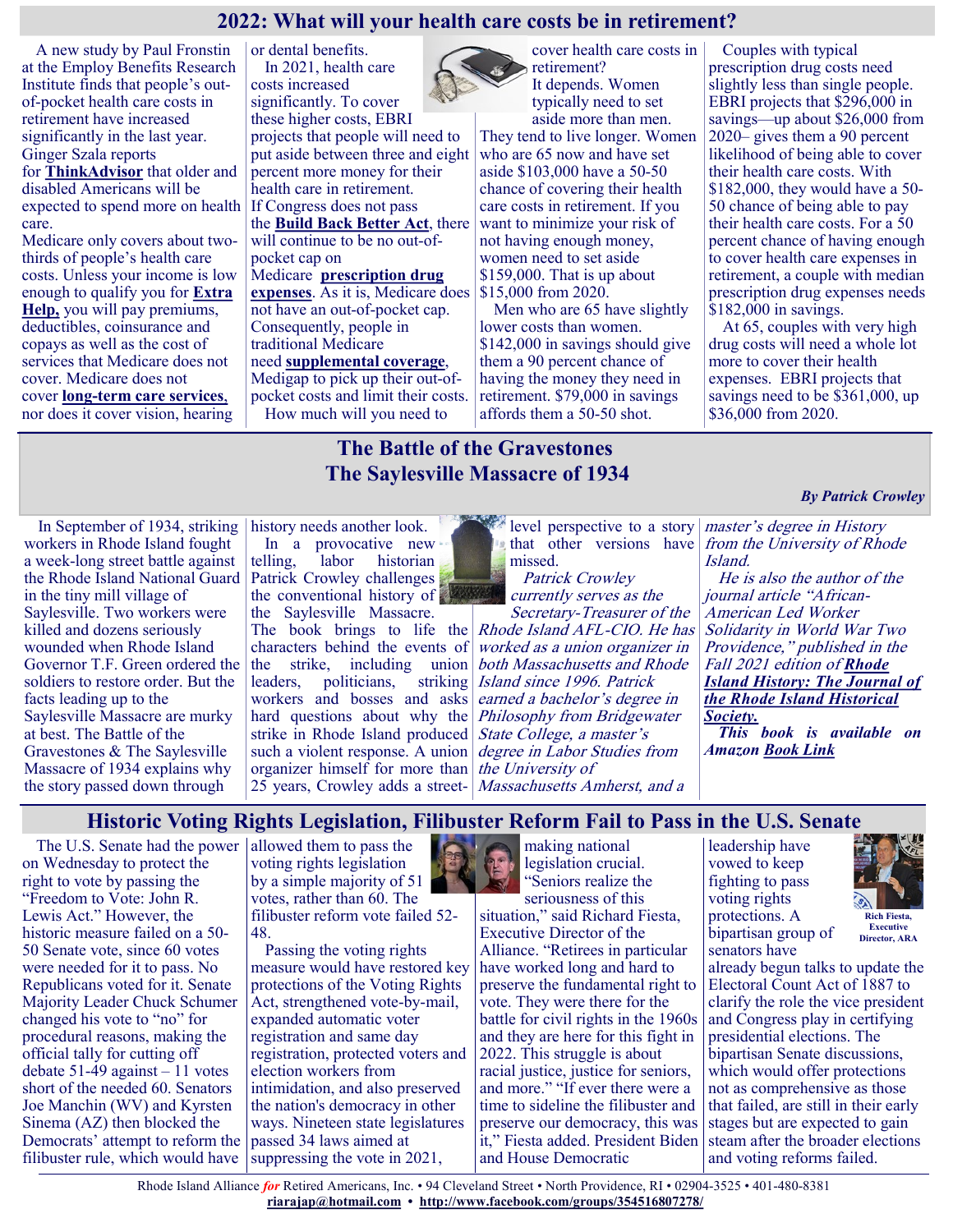## 2022: What will your health care costs be in retirement?

A new study by Paul Fronstin at the Employ Benefits Research Institute finds that people's out-of-pocket health care costs in retirement have increased significantly in the last year. Ginger Szala reports for **ThinkAdvisor** that older and disabled Americans will be expected to spend more on health care.

Medicare only covers about two-thirds of people's health care costs. Unless your income is low enough to qualify you for **Extra Help,** you will pay premiums, deductibles, coinsurance and copays as well as the cost of services that Medicare does not cover. Medicare does not cover **long-term care services**, nor does it cover vision, hearing or dental benefits.

In 2021, health care costs increased significantly. To cover these higher costs, EBRI projects that people will need to put aside between three and eight percent more money for their health care in retirement. If Congress does not pass the **Build Back Better Act**, there will continue to be no out-of-pocket cap on Medicare **prescription drug expenses**. As it is, Medicare does not have an out-of-pocket cap. Consequently, people in traditional Medicare need **supplemental coverage**, Medigap to pick up their out-of-pocket costs and limit their costs.

How much will you need to cover health care costs in retirement? It depends. Women typically need to set aside more than men. They tend to live longer. Women who are 65 now and have set aside $103,000 have a 50-50 chance of covering their health care costs in retirement. If you want to minimize your risk of not having enough money, women need to set aside $159,000. That is up about $15,000 from 2020.

Men who are 65 have slightly lower costs than women. $142,000 in savings should give them a 90 percent chance of having the money they need in retirement. $79,000 in savings affords them a 50-50 shot.

Couples with typical prescription drug costs need slightly less than single people. EBRI projects that $296,000 in savings—up about $26,000 from 2020– gives them a 90 percent likelihood of being able to cover their health care costs. With $182,000, they would have a 50-50 chance of being able to pay their health care costs. For a 50 percent chance of having enough to cover health care expenses in retirement, a couple with median prescription drug expenses needs $182,000 in savings.

At 65, couples with very high drug costs will need a whole lot more to cover their health expenses. EBRI projects that savings need to be $361,000, up $36,000 from 2020.

## The Battle of the Gravestones
## The Saylesville Massacre of 1934

***By Patrick Crowley***

In September of 1934, striking workers in Rhode Island fought a week-long street battle against the Rhode Island National Guard in the tiny mill village of Saylesville. Two workers were killed and dozens seriously wounded when Rhode Island Governor T.F. Green ordered the soldiers to restore order. But the facts leading up to the Saylesville Massacre are murky at best. The Battle of the Gravestones & The Saylesville Massacre of 1934 explains why the story passed down through history needs another look.

In a provocative new telling, labor historian Patrick Crowley challenges the conventional history of the Saylesville Massacre. The book brings to life the characters behind the events of the strike, including union leaders, politicians, striking workers and bosses and asks hard questions about why the strike in Rhode Island produced such a violent response. A union organizer himself for more than 25 years, Crowley adds a street-level perspective to a story that other versions have missed.

*Patrick Crowley currently serves as the Secretary-Treasurer of the Rhode Island AFL-CIO. He has worked as a union organizer in both Massachusetts and Rhode Island since 1996. Patrick earned a bachelor's degree in Philosophy from Bridgewater State College, a master's degree in Labor Studies from the University of Massachusetts Amherst, and a master's degree in History from the University of Rhode Island.*

*He is also the author of the journal article "African-American Led Worker Solidarity in World War Two Providence," published in the Fall 2021 edition of* ***Rhode Island History: The Journal of the Rhode Island Historical Society.***

***This book is available on Amazon Book Link***

## Historic Voting Rights Legislation, Filibuster Reform Fail to Pass in the U.S. Senate

The U.S. Senate had the power on Wednesday to protect the right to vote by passing the "Freedom to Vote: John R. Lewis Act." However, the historic measure failed on a 50-50 Senate vote, since 60 votes were needed for it to pass. No Republicans voted for it. Senate Majority Leader Chuck Schumer changed his vote to "no" for procedural reasons, making the official tally for cutting off debate 51-49 against – 11 votes short of the needed 60. Senators Joe Manchin (WV) and Kyrsten Sinema (AZ) then blocked the Democrats' attempt to reform the filibuster rule, which would have allowed them to pass the voting rights legislation by a simple majority of 51 votes, rather than 60. The filibuster reform vote failed 52-48.

Passing the voting rights measure would have restored key protections of the Voting Rights Act, strengthened vote-by-mail, expanded automatic voter registration and same day registration, protected voters and election workers from intimidation, and also preserved the nation's democracy in other ways. Nineteen state legislatures passed 34 laws aimed at suppressing the vote in 2021, making national legislation crucial.

"Seniors realize the seriousness of this situation," said Richard Fiesta, Executive Director of the Alliance. "Retirees in particular have worked long and hard to preserve the fundamental right to vote. They were there for the battle for civil rights in the 1960s and they are here for this fight in 2022. This struggle is about racial justice, justice for seniors, and more." "If ever there were a time to sideline the filibuster and preserve our democracy, this was it," Fiesta added. President Biden and House Democratic leadership have vowed to keep fighting to pass voting rights protections. A bipartisan group of senators have already begun talks to update the Electoral Count Act of 1887 to clarify the role the vice president and Congress play in certifying presidential elections. The bipartisan Senate discussions, which would offer protections not as comprehensive as those that failed, are still in their early stages but are expected to gain steam after the broader elections and voting reforms failed.

Rich Fiesta, Executive Director, ARA

Rhode Island Alliance *for* Retired Americans, Inc. • 94 Cleveland Street • North Providence, RI • 02904-3525 • 401-480-8381
**riarajap@hotmail.com** • **http://www.facebook.com/groups/354516807278/**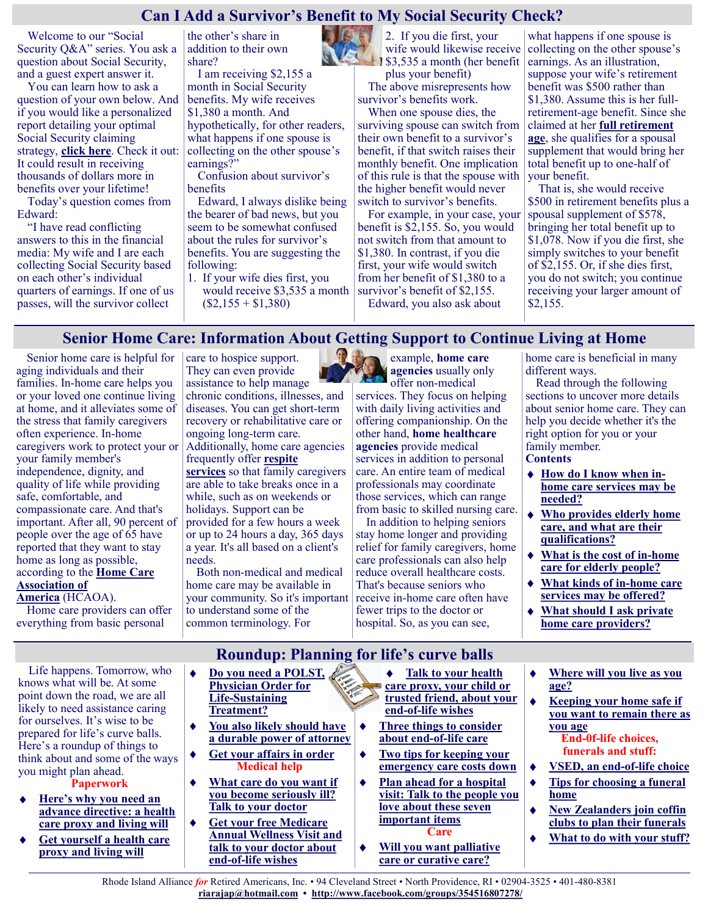## Can I Add a Survivor's Benefit to My Social Security Check?

Welcome to our "Social Security Q&A" series. You ask a question about Social Security, and a guest expert answer it.

You can learn how to ask a question of your own below. And if you would like a personalized report detailing your optimal Social Security claiming strategy, **click here**. Check it out: It could result in receiving thousands of dollars more in benefits over your lifetime!

Today's question comes from Edward:

"I have read conflicting answers to this in the financial media: My wife and I are each collecting Social Security based on each other's individual quarters of earnings. If one of us passes, will the survivor collect the other's share in addition to their own share?

I am receiving $2,155 a month in Social Security benefits. My wife receives $1,380 a month. And hypothetically, for other readers, what happens if one spouse is collecting on the other spouse's earnings?"

Confusion about survivor's benefits

Edward, I always dislike being the bearer of bad news, but you seem to be somewhat confused about the rules for survivor's benefits. You are suggesting the following:

1. If your wife dies first, you would receive $3,535 a month ($2,155 + $1,380)
2. If you die first, your wife would likewise receive $3,535 a month (her benefit plus your benefit)

The above misrepresents how survivor's benefits work.

When one spouse dies, the surviving spouse can switch from their own benefit to a survivor's benefit, if that switch raises their monthly benefit. One implication of this rule is that the spouse with the higher benefit would never switch to survivor's benefits.

For example, in your case, your benefit is $2,155. So, you would not switch from that amount to $1,380. In contrast, if you die first, your wife would switch from her benefit of $1,380 to a survivor's benefit of $2,155.

Edward, you also ask about what happens if one spouse is collecting on the other spouse's earnings. As an illustration, suppose your wife's retirement benefit was $500 rather than $1,380. Assume this is her full-retirement-age benefit. Since she claimed at her **full retirement age**, she qualifies for a spousal supplement that would bring her total benefit up to one-half of your benefit.

That is, she would receive $500 in retirement benefits plus a spousal supplement of $578, bringing her total benefit up to $1,078. Now if you die first, she simply switches to your benefit of $2,155. Or, if she dies first, you do not switch; you continue receiving your larger amount of $2,155.

## Senior Home Care: Information About Getting Support to Continue Living at Home

Senior home care is helpful for aging individuals and their families. In-home care helps you or your loved one continue living at home, and it alleviates some of the stress that family caregivers often experience. In-home caregivers work to protect your or your family member's independence, dignity, and quality of life while providing safe, comfortable, and compassionate care. And that's important. After all, 90 percent of people over the age of 65 have reported that they want to stay home as long as possible, according to the **Home Care Association of America** (HCAOA).

Home care providers can offer everything from basic personal care to hospice support. They can even provide assistance to help manage chronic conditions, illnesses, and diseases. You can get short-term recovery or rehabilitative care or ongoing long-term care. Additionally, home care agencies frequently offer **respite services** so that family caregivers are able to take breaks once in a while, such as on weekends or holidays. Support can be provided for a few hours a week or up to 24 hours a day, 365 days a year. It's all based on a client's needs.

Both non-medical and medical home care may be available in your community. So it's important to understand some of the common terminology. For example, **home care agencies** usually only offer non-medical services. They focus on helping with daily living activities and offering companionship. On the other hand, **home healthcare agencies** provide medical services in addition to personal care. An entire team of medical professionals may coordinate those services, which can range from basic to skilled nursing care.

In addition to helping seniors stay home longer and providing relief for family caregivers, home care professionals can also help reduce overall healthcare costs. That's because seniors who receive in-home care often have fewer trips to the doctor or hospital. So, as you can see, home care is beneficial in many different ways.

Read through the following sections to uncover more details about senior home care. They can help you decide whether it's the right option for you or your family member.

**Contents**

- **How do I know when in-home care services may be needed?**
- **Who provides elderly home care, and what are their qualifications?**
- **What is the cost of in-home care for elderly people?**
- **What kinds of in-home care services may be offered?**
- **What should I ask private home care providers?**

## Roundup: Planning for life's curve balls

Life happens. Tomorrow, who knows what will be. At some point down the road, we are all likely to need assistance caring for ourselves. It's wise to be prepared for life's curve balls. Here's a roundup of things to think about and some of the ways you might plan ahead.

**Paperwork**

- **Here's why you need an advance directive: a health care proxy and living will**
- **Get yourself a health care proxy and living will**
- **Do you need a POLST, Physician Order for Life-Sustaining Treatment?**
- **You also likely should have a durable power of attorney**
- **Get your affairs in order**

**Medical help**

- **What care do you want if you become seriously ill? Talk to your doctor**
- **Get your free Medicare Annual Wellness Visit and talk to your doctor about end-of-life wishes**
- **Talk to your health care proxy, your child or trusted friend, about your end-of-life wishes**
- **Three things to consider about end-of-life care**
- **Two tips for keeping your emergency care costs down**
- **Plan ahead for a hospital visit: Talk to the people you love about these seven important items**

**Care**

- **Will you want palliative care or curative care?**
- **Where will you live as you age?**
- **Keeping your home safe if you want to remain there as you age**

**End-0f-life choices, funerals and stuff:**

- **VSED, an end-of-life choice**
- **Tips for choosing a funeral home**
- **New Zealanders join coffin clubs to plan their funerals**
- **What to do with your stuff?**

Rhode Island Alliance *for* Retired Americans, Inc. • 94 Cleveland Street • North Providence, RI • 02904-3525 • 401-480-8381
**riarajap@hotmail.com** • **http://www.facebook.com/groups/354516807278/**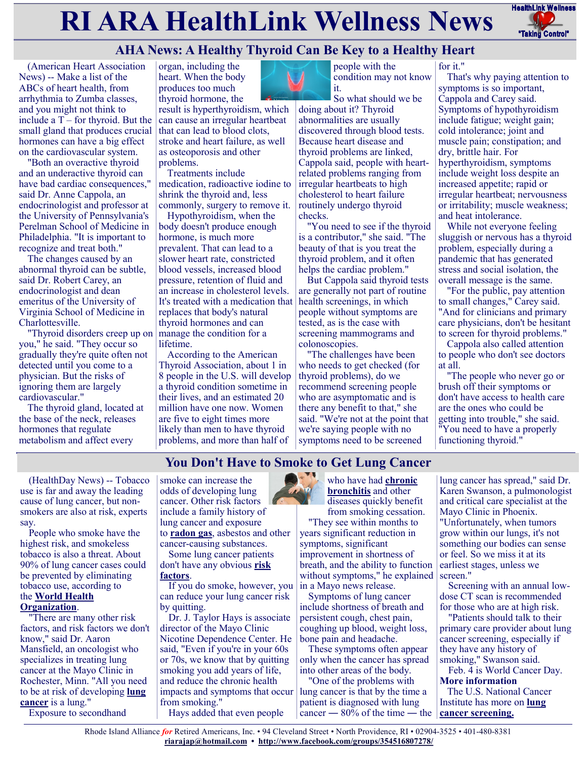# RI ARA HealthLink Wellness News

## AHA News: A Healthy Thyroid Can Be Key to a Healthy Heart

(American Heart Association News) -- Make a list of the ABCs of heart health, from arrhythmia to Zumba classes, and you might not think to include a T – for thyroid. But the small gland that produces crucial hormones can have a big effect on the cardiovascular system.

"Both an overactive thyroid and an underactive thyroid can have bad cardiac consequences," said Dr. Anne Cappola, an endocrinologist and professor at the University of Pennsylvania's Perelman School of Medicine in Philadelphia. "It is important to recognize and treat both."

The changes caused by an abnormal thyroid can be subtle, said Dr. Robert Carey, an endocrinologist and dean emeritus of the University of Virginia School of Medicine in Charlottesville.

"Thyroid disorders creep up on you," he said. "They occur so gradually they're quite often not detected until you come to a physician. But the risks of ignoring them are largely cardiovascular."

The thyroid gland, located at the base of the neck, releases hormones that regulate metabolism and affect every organ, including the heart. When the body produces too much thyroid hormone, the result is hyperthyroidism, which can cause an irregular heartbeat that can lead to blood clots, stroke and heart failure, as well as osteoporosis and other problems.

Treatments include medication, radioactive iodine to shrink the thyroid and, less commonly, surgery to remove it.

Hypothyroidism, when the body doesn't produce enough hormone, is much more prevalent. That can lead to a slower heart rate, constricted blood vessels, increased blood pressure, retention of fluid and an increase in cholesterol levels. It's treated with a medication that replaces that body's natural thyroid hormones and can manage the condition for a lifetime.

According to the American Thyroid Association, about 1 in 8 people in the U.S. will develop a thyroid condition sometime in their lives, and an estimated 20 million have one now. Women are five to eight times more likely than men to have thyroid problems, and more than half of people with the condition may not know it.

So what should we be doing about it? Thyroid abnormalities are usually discovered through blood tests. Because heart disease and thyroid problems are linked, Cappola said, people with heart-related problems ranging from irregular heartbeats to high cholesterol to heart failure routinely undergo thyroid checks.

"You need to see if the thyroid is a contributor," she said. "The beauty of that is you treat the thyroid problem, and it often helps the cardiac problem."

But Cappola said thyroid tests are generally not part of routine health screenings, in which people without symptoms are tested, as is the case with screening mammograms and colonoscopies.

"The challenges have been who needs to get checked (for thyroid problems), do we recommend screening people who are asymptomatic and is there any benefit to that," she said. "We're not at the point that we're saying people with no symptoms need to be screened for it."

That's why paying attention to symptoms is so important, Cappola and Carey said. Symptoms of hypothyroidism include fatigue; weight gain; cold intolerance; joint and muscle pain; constipation; and dry, brittle hair. For hyperthyroidism, symptoms include weight loss despite an increased appetite; rapid or irregular heartbeat; nervousness or irritability; muscle weakness; and heat intolerance.

While not everyone feeling sluggish or nervous has a thyroid problem, especially during a pandemic that has generated stress and social isolation, the overall message is the same.

"For the public, pay attention to small changes," Carey said. "And for clinicians and primary care physicians, don't be hesitant to screen for thyroid problems."

Cappola also called attention to people who don't see doctors at all.

"The people who never go or brush off their symptoms or don't have access to health care are the ones who could be getting into trouble," she said. "You need to have a properly functioning thyroid."

## You Don't Have to Smoke to Get Lung Cancer

(HealthDay News) -- Tobacco use is far and away the leading cause of lung cancer, but non-smokers are also at risk, experts say.

People who smoke have the highest risk, and smokeless tobacco is also a threat. About 90% of lung cancer cases could be prevented by eliminating tobacco use, according to the **World Health Organization**.

"There are many other risk factors, and risk factors we don't know," said Dr. Aaron Mansfield, an oncologist who specializes in treating lung cancer at the Mayo Clinic in Rochester, Minn. "All you need to be at risk of developing **lung cancer** is a lung."

Exposure to secondhand smoke can increase the odds of developing lung cancer. Other risk factors include a family history of lung cancer and exposure to **radon gas**, asbestos and other cancer-causing substances.

Some lung cancer patients don't have any obvious **risk factors**.

If you do smoke, however, you can reduce your lung cancer risk by quitting.

Dr. J. Taylor Hays is associate director of the Mayo Clinic Nicotine Dependence Center. He said, "Even if you're in your 60s or 70s, we know that by quitting smoking you add years of life, and reduce the chronic health impacts and symptoms that occur from smoking."

Hays added that even people who have had **chronic bronchitis** and other diseases quickly benefit from smoking cessation.

"They see within months to years significant reduction in symptoms, significant improvement in shortness of breath, and the ability to function without symptoms," he explained in a Mayo news release.

Symptoms of lung cancer include shortness of breath and persistent cough, chest pain, coughing up blood, weight loss, bone pain and headache.

These symptoms often appear only when the cancer has spread into other areas of the body.

"One of the problems with lung cancer is that by the time a patient is diagnosed with lung cancer — 80% of the time — the lung cancer has spread," said Dr. Karen Swanson, a pulmonologist and critical care specialist at the Mayo Clinic in Phoenix. "Unfortunately, when tumors grow within our lungs, it's not something our bodies can sense or feel. So we miss it at its earliest stages, unless we screen."

Screening with an annual low-dose CT scan is recommended for those who are at high risk.

"Patients should talk to their primary care provider about lung cancer screening, especially if they have any history of smoking," Swanson said.

Feb. 4 is World Cancer Day.

**More information**

The U.S. National Cancer Institute has more on **lung cancer screening.**

Rhode Island Alliance *for* Retired Americans, Inc. • 94 Cleveland Street • North Providence, RI • 02904-3525 • 401-480-8381
**riarajap@hotmail.com** • **http://www.facebook.com/groups/354516807278/**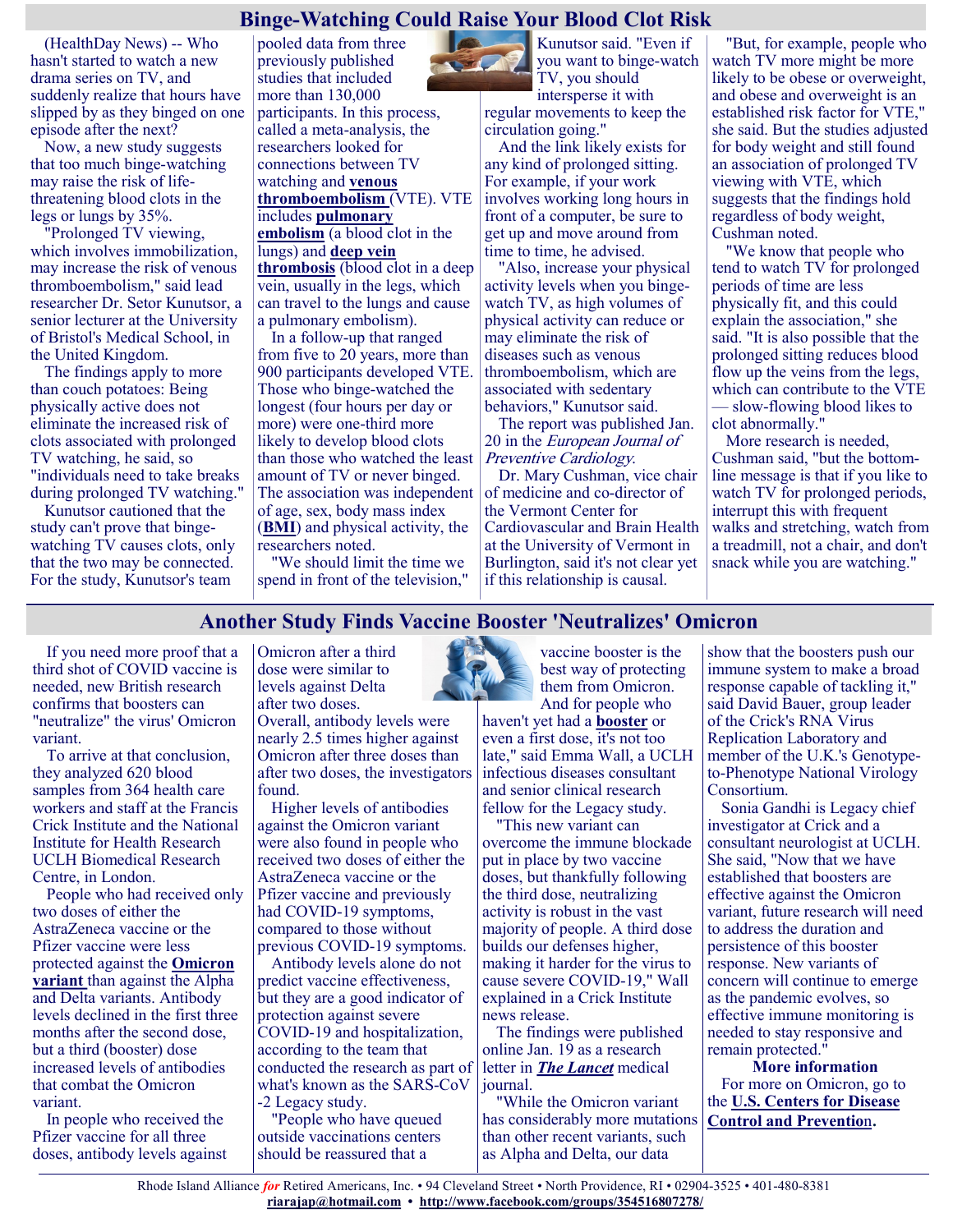## Binge-Watching Could Raise Your Blood Clot Risk

(HealthDay News) -- Who hasn't started to watch a new drama series on TV, and suddenly realize that hours have slipped by as they binged on one episode after the next?

Now, a new study suggests that too much binge-watching may raise the risk of life-threatening blood clots in the legs or lungs by 35%.

"Prolonged TV viewing, which involves immobilization, may increase the risk of venous thromboembolism," said lead researcher Dr. Setor Kunutsor, a senior lecturer at the University of Bristol's Medical School, in the United Kingdom.

The findings apply to more than couch potatoes: Being physically active does not eliminate the increased risk of clots associated with prolonged TV watching, he said, so "individuals need to take breaks during prolonged TV watching."

Kunutsor cautioned that the study can't prove that binge-watching TV causes clots, only that the two may be connected.

For the study, Kunutsor's team pooled data from three previously published studies that included more than 130,000 participants. In this process, called a meta-analysis, the researchers looked for connections between TV watching and **venous thromboembolism** (VTE). VTE includes **pulmonary embolism** (a blood clot in the lungs) and **deep vein thrombosis** (blood clot in a deep vein, usually in the legs, which can travel to the lungs and cause a pulmonary embolism).

In a follow-up that ranged from five to 20 years, more than 900 participants developed VTE. Those who binge-watched the longest (four hours per day or more) were one-third more likely to develop blood clots than those who watched the least amount of TV or never binged. The association was independent of age, sex, body mass index (**BMI**) and physical activity, the researchers noted.

"We should limit the time we spend in front of the television," Kunutsor said. "Even if you want to binge-watch TV, you should intersperse it with regular movements to keep the circulation going."

And the link likely exists for any kind of prolonged sitting. For example, if your work involves working long hours in front of a computer, be sure to get up and move around from time to time, he advised.

"Also, increase your physical activity levels when you binge-watch TV, as high volumes of physical activity can reduce or may eliminate the risk of diseases such as venous thromboembolism, which are associated with sedentary behaviors," Kunutsor said.

The report was published Jan. 20 in the *European Journal of Preventive Cardiology.*

Dr. Mary Cushman, vice chair of medicine and co-director of the Vermont Center for Cardiovascular and Brain Health at the University of Vermont in Burlington, said it's not clear yet if this relationship is causal.

"But, for example, people who watch TV more might be more likely to be obese or overweight, and obese and overweight is an established risk factor for VTE," she said. But the studies adjusted for body weight and still found an association of prolonged TV viewing with VTE, which suggests that the findings hold regardless of body weight, Cushman noted.

"We know that people who tend to watch TV for prolonged periods of time are less physically fit, and this could explain the association," she said. "It is also possible that the prolonged sitting reduces blood flow up the veins from the legs, which can contribute to the VTE — slow-flowing blood likes to clot abnormally."

More research is needed, Cushman said, "but the bottom-line message is that if you like to watch TV for prolonged periods, interrupt this with frequent walks and stretching, watch from a treadmill, not a chair, and don't snack while you are watching."

## Another Study Finds Vaccine Booster 'Neutralizes' Omicron

If you need more proof that a third shot of COVID vaccine is needed, new British research confirms that boosters can "neutralize" the virus' Omicron variant.

To arrive at that conclusion, they analyzed 620 blood samples from 364 health care workers and staff at the Francis Crick Institute and the National Institute for Health Research UCLH Biomedical Research Centre, in London.

People who had received only two doses of either the AstraZeneca vaccine or the Pfizer vaccine were less protected against the **Omicron variant** than against the Alpha and Delta variants. Antibody levels declined in the first three months after the second dose, but a third (booster) dose increased levels of antibodies that combat the Omicron variant.

In people who received the Pfizer vaccine for all three doses, antibody levels against Omicron after a third dose were similar to levels against Delta after two doses. Overall, antibody levels were nearly 2.5 times higher against Omicron after three doses than after two doses, the investigators found.

Higher levels of antibodies against the Omicron variant were also found in people who received two doses of either the AstraZeneca or the Pfizer vaccine and previously had COVID-19 symptoms, compared to those without previous COVID-19 symptoms.

Antibody levels alone do not predict vaccine effectiveness, but they are a good indicator of protection against severe COVID-19 and hospitalization, according to the team that conducted the research as part of what's known as the SARS-CoV-2 Legacy study.

"People who have queued outside vaccinations centers should be reassured that a vaccine booster is the best way of protecting them from Omicron. And for people who haven't yet had a **booster** or even a first dose, it's not too late," said Emma Wall, a UCLH infectious diseases consultant and senior clinical research fellow for the Legacy study.

"This new variant can overcome the immune blockade put in place by two vaccine doses, but thankfully following the third dose, neutralizing activity is robust in the vast majority of people. A third dose builds our defenses higher, making it harder for the virus to cause severe COVID-19," Wall explained in a Crick Institute news release.

The findings were published online Jan. 19 as a research letter in ***The Lancet*** medical journal.

"While the Omicron variant has considerably more mutations than other recent variants, such as Alpha and Delta, our data show that the boosters push our immune system to make a broad response capable of tackling it," said David Bauer, group leader of the Crick's RNA Virus Replication Laboratory and member of the U.K.'s Genotype-to-Phenotype National Virology Consortium.

Sonia Gandhi is Legacy chief investigator at Crick and a consultant neurologist at UCLH. She said, "Now that we have established that boosters are effective against the Omicron variant, future research will need to address the duration and persistence of this booster response. New variants of concern will continue to emerge as the pandemic evolves, so effective immune monitoring is needed to stay responsive and remain protected."

**More information**

For more on Omicron, go to the **U.S. Centers for Disease Control and Prevention.**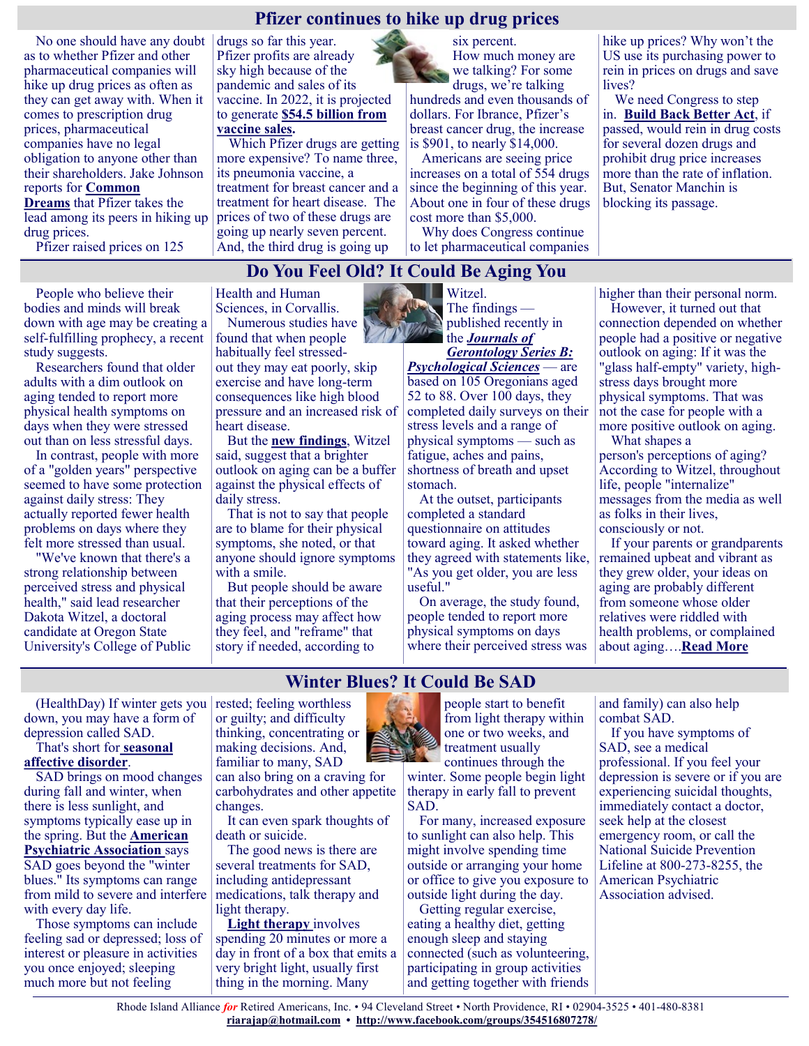## Pfizer continues to hike up drug prices

No one should have any doubt as to whether Pfizer and other pharmaceutical companies will hike up drug prices as often as they can get away with. When it comes to prescription drug prices, pharmaceutical companies have no legal obligation to anyone other than their shareholders. Jake Johnson reports for **Common Dreams** that Pfizer takes the lead among its peers in hiking up drug prices.

Pfizer raised prices on 125 drugs so far this year. Pfizer profits are already sky high because of the pandemic and sales of its vaccine. In 2022, it is projected to generate **$54.5 billion from vaccine sales.**

Which Pfizer drugs are getting more expensive? To name three, its pneumonia vaccine, a treatment for breast cancer and a treatment for heart disease. The prices of two of these drugs are going up nearly seven percent. And, the third drug is going up six percent.

How much money are we talking? For some drugs, we're talking hundreds and even thousands of dollars. For Ibrance, Pfizer's breast cancer drug, the increase is $901, to nearly $14,000.

Americans are seeing price increases on a total of 554 drugs since the beginning of this year. About one in four of these drugs cost more than $5,000.

Why does Congress continue to let pharmaceutical companies hike up prices? Why won't the US use its purchasing power to rein in prices on drugs and save lives?

We need Congress to step in. **Build Back Better Act**, if passed, would rein in drug costs for several dozen drugs and prohibit drug price increases more than the rate of inflation. But, Senator Manchin is blocking its passage.

## Do You Feel Old? It Could Be Aging You

People who believe their bodies and minds will break down with age may be creating a self-fulfilling prophecy, a recent study suggests.

Researchers found that older adults with a dim outlook on aging tended to report more physical health symptoms on days when they were stressed out than on less stressful days.

In contrast, people with more of a "golden years" perspective seemed to have some protection against daily stress: They actually reported fewer health problems on days where they felt more stressed than usual.

"We've known that there's a strong relationship between perceived stress and physical health," said lead researcher Dakota Witzel, a doctoral candidate at Oregon State University's College of Public Health and Human Sciences, in Corvallis.

Numerous studies have found that when people habitually feel stressed-out they may eat poorly, skip exercise and have long-term consequences like high blood pressure and an increased risk of heart disease.

But the **new findings**, Witzel said, suggest that a brighter outlook on aging can be a buffer against the physical effects of daily stress.

That is not to say that people are to blame for their physical symptoms, she noted, or that anyone should ignore symptoms with a smile.

But people should be aware that their perceptions of the aging process may affect how they feel, and "reframe" that story if needed, according to Witzel.

The findings — published recently in the ***Journals of Gerontology Series B: Psychological Sciences*** — are based on 105 Oregonians aged 52 to 88. Over 100 days, they completed daily surveys on their stress levels and a range of physical symptoms — such as fatigue, aches and pains, shortness of breath and upset stomach.

At the outset, participants completed a standard questionnaire on attitudes toward aging. It asked whether they agreed with statements like, "As you get older, you are less useful."

On average, the study found, people tended to report more physical symptoms on days where their perceived stress was higher than their personal norm.

However, it turned out that connection depended on whether people had a positive or negative outlook on aging: If it was the "glass half-empty" variety, high-stress days brought more physical symptoms. That was not the case for people with a more positive outlook on aging.

What shapes a person's perceptions of aging? According to Witzel, throughout life, people "internalize" messages from the media as well as folks in their lives, consciously or not.

If your parents or grandparents remained upbeat and vibrant as they grew older, your ideas on aging are probably different from someone whose older relatives were riddled with health problems, or complained about aging….**Read More**

## Winter Blues? It Could Be SAD

(HealthDay) If winter gets you down, you may have a form of depression called SAD.

That's short for **seasonal affective disorder**.

SAD brings on mood changes during fall and winter, when there is less sunlight, and symptoms typically ease up in the spring. But the **American Psychiatric Association** says SAD goes beyond the "winter blues." Its symptoms can range from mild to severe and interfere with every day life.

Those symptoms can include feeling sad or depressed; loss of interest or pleasure in activities you once enjoyed; sleeping much more but not feeling rested; feeling worthless or guilty; and difficulty thinking, concentrating or making decisions. And, familiar to many, SAD can also bring on a craving for carbohydrates and other appetite changes.

It can even spark thoughts of death or suicide.

The good news is there are several treatments for SAD, including antidepressant medications, talk therapy and light therapy.

**Light therapy** involves spending 20 minutes or more a day in front of a box that emits a very bright light, usually first thing in the morning. Many people start to benefit from light therapy within one or two weeks, and treatment usually continues through the winter. Some people begin light therapy in early fall to prevent SAD.

For many, increased exposure to sunlight can also help. This might involve spending time outside or arranging your home or office to give you exposure to outside light during the day.

Getting regular exercise, eating a healthy diet, getting enough sleep and staying connected (such as volunteering, participating in group activities and getting together with friends and family) can also help combat SAD.

If you have symptoms of SAD, see a medical professional. If you feel your depression is severe or if you are experiencing suicidal thoughts, immediately contact a doctor, seek help at the closest emergency room, or call the National Suicide Prevention Lifeline at 800-273-8255, the American Psychiatric Association advised.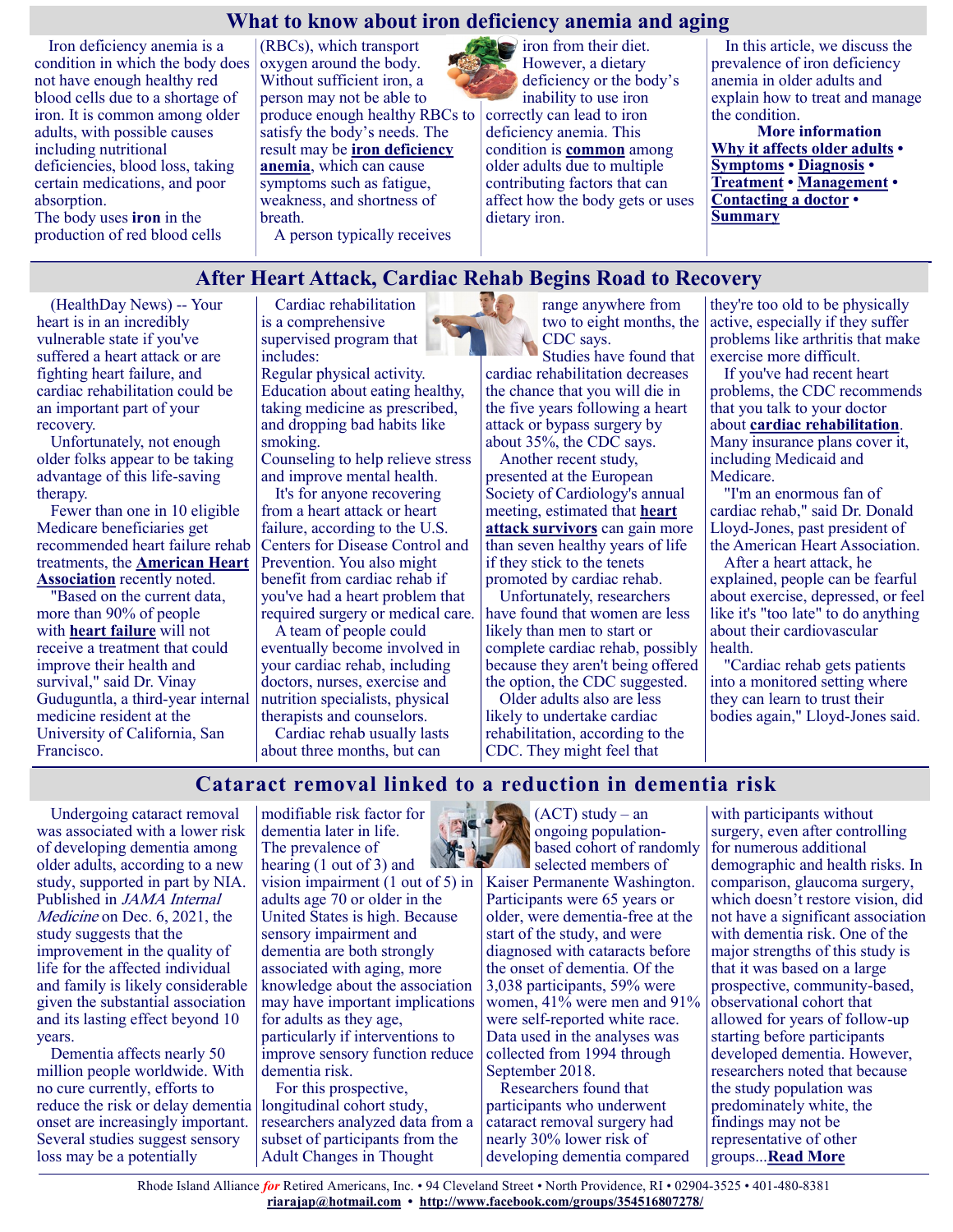## What to know about iron deficiency anemia and aging

Iron deficiency anemia is a condition in which the body does not have enough healthy red blood cells due to a shortage of iron. It is common among older adults, with possible causes including nutritional deficiencies, blood loss, taking certain medications, and poor absorption.

The body uses **iron** in the production of red blood cells (RBCs), which transport oxygen around the body. Without sufficient iron, a person may not be able to produce enough healthy RBCs to satisfy the body's needs. The result may be **iron deficiency anemia**, which can cause symptoms such as fatigue, weakness, and shortness of breath.

A person typically receives iron from their diet. However, a dietary deficiency or the body's inability to use iron correctly can lead to iron deficiency anemia. This condition is **common** among older adults due to multiple contributing factors that can affect how the body gets or uses dietary iron.

In this article, we discuss the prevalence of iron deficiency anemia in older adults and explain how to treat and manage the condition.

**More information**

**Why it affects older adults** • **Symptoms** • **Diagnosis** • **Treatment** • **Management** • **Contacting a doctor** • **Summary**

## After Heart Attack, Cardiac Rehab Begins Road to Recovery

(HealthDay News) -- Your heart is in an incredibly vulnerable state if you've suffered a heart attack or are fighting heart failure, and cardiac rehabilitation could be an important part of your recovery.

Unfortunately, not enough older folks appear to be taking advantage of this life-saving therapy.

Fewer than one in 10 eligible Medicare beneficiaries get recommended heart failure rehab treatments, the **American Heart Association** recently noted.

"Based on the current data, more than 90% of people with **heart failure** will not receive a treatment that could improve their health and survival," said Dr. Vinay Guduguntla, a third-year internal medicine resident at the University of California, San Francisco.

Cardiac rehabilitation is a comprehensive supervised program that includes:

Regular physical activity.

Education about eating healthy, taking medicine as prescribed, and dropping bad habits like smoking.

Counseling to help relieve stress and improve mental health.

It's for anyone recovering from a heart attack or heart failure, according to the U.S. Centers for Disease Control and Prevention. You also might benefit from cardiac rehab if you've had a heart problem that required surgery or medical care.

A team of people could eventually become involved in your cardiac rehab, including doctors, nurses, exercise and nutrition specialists, physical therapists and counselors.

Cardiac rehab usually lasts about three months, but can range anywhere from two to eight months, the CDC says.

Studies have found that cardiac rehabilitation decreases the chance that you will die in the five years following a heart attack or bypass surgery by about 35%, the CDC says.

Another recent study, presented at the European Society of Cardiology's annual meeting, estimated that **heart attack survivors** can gain more than seven healthy years of life if they stick to the tenets promoted by cardiac rehab.

Unfortunately, researchers have found that women are less likely than men to start or complete cardiac rehab, possibly because they aren't being offered the option, the CDC suggested.

Older adults also are less likely to undertake cardiac rehabilitation, according to the CDC. They might feel that they're too old to be physically active, especially if they suffer problems like arthritis that make exercise more difficult.

If you've had recent heart problems, the CDC recommends that you talk to your doctor about **cardiac rehabilitation**. Many insurance plans cover it, including Medicaid and Medicare.

"I'm an enormous fan of cardiac rehab," said Dr. Donald Lloyd-Jones, past president of the American Heart Association.

After a heart attack, he explained, people can be fearful about exercise, depressed, or feel like it's "too late" to do anything about their cardiovascular health.

"Cardiac rehab gets patients into a monitored setting where they can learn to trust their bodies again," Lloyd-Jones said.

## Cataract removal linked to a reduction in dementia risk

Undergoing cataract removal was associated with a lower risk of developing dementia among older adults, according to a new study, supported in part by NIA. Published in *JAMA Internal Medicine* on Dec. 6, 2021, the study suggests that the improvement in the quality of life for the affected individual and family is likely considerable given the substantial association and its lasting effect beyond 10 years.

Dementia affects nearly 50 million people worldwide. With no cure currently, efforts to reduce the risk or delay dementia onset are increasingly important. Several studies suggest sensory loss may be a potentially modifiable risk factor for dementia later in life. The prevalence of hearing (1 out of 3) and vision impairment (1 out of 5) in adults age 70 or older in the United States is high. Because sensory impairment and dementia are both strongly associated with aging, more knowledge about the association may have important implications for adults as they age, particularly if interventions to improve sensory function reduce dementia risk.

For this prospective, longitudinal cohort study, researchers analyzed data from a subset of participants from the Adult Changes in Thought (ACT) study – an ongoing population-based cohort of randomly selected members of Kaiser Permanente Washington. Participants were 65 years or older, were dementia-free at the start of the study, and were diagnosed with cataracts before the onset of dementia. Of the 3,038 participants, 59% were women, 41% were men and 91% were self-reported white race. Data used in the analyses was collected from 1994 through September 2018.

Researchers found that participants who underwent cataract removal surgery had nearly 30% lower risk of developing dementia compared with participants without surgery, even after controlling for numerous additional demographic and health risks. In comparison, glaucoma surgery, which doesn't restore vision, did not have a significant association with dementia risk. One of the major strengths of this study is that it was based on a large prospective, community-based, observational cohort that allowed for years of follow-up starting before participants developed dementia. However, researchers noted that because the study population was predominately white, the findings may not be representative of other groups...**Read More**

Rhode Island Alliance *for* Retired Americans, Inc. • 94 Cleveland Street • North Providence, RI • 02904-3525 • 401-480-8381
**riarajap@hotmail.com** • **http://www.facebook.com/groups/354516807278/**